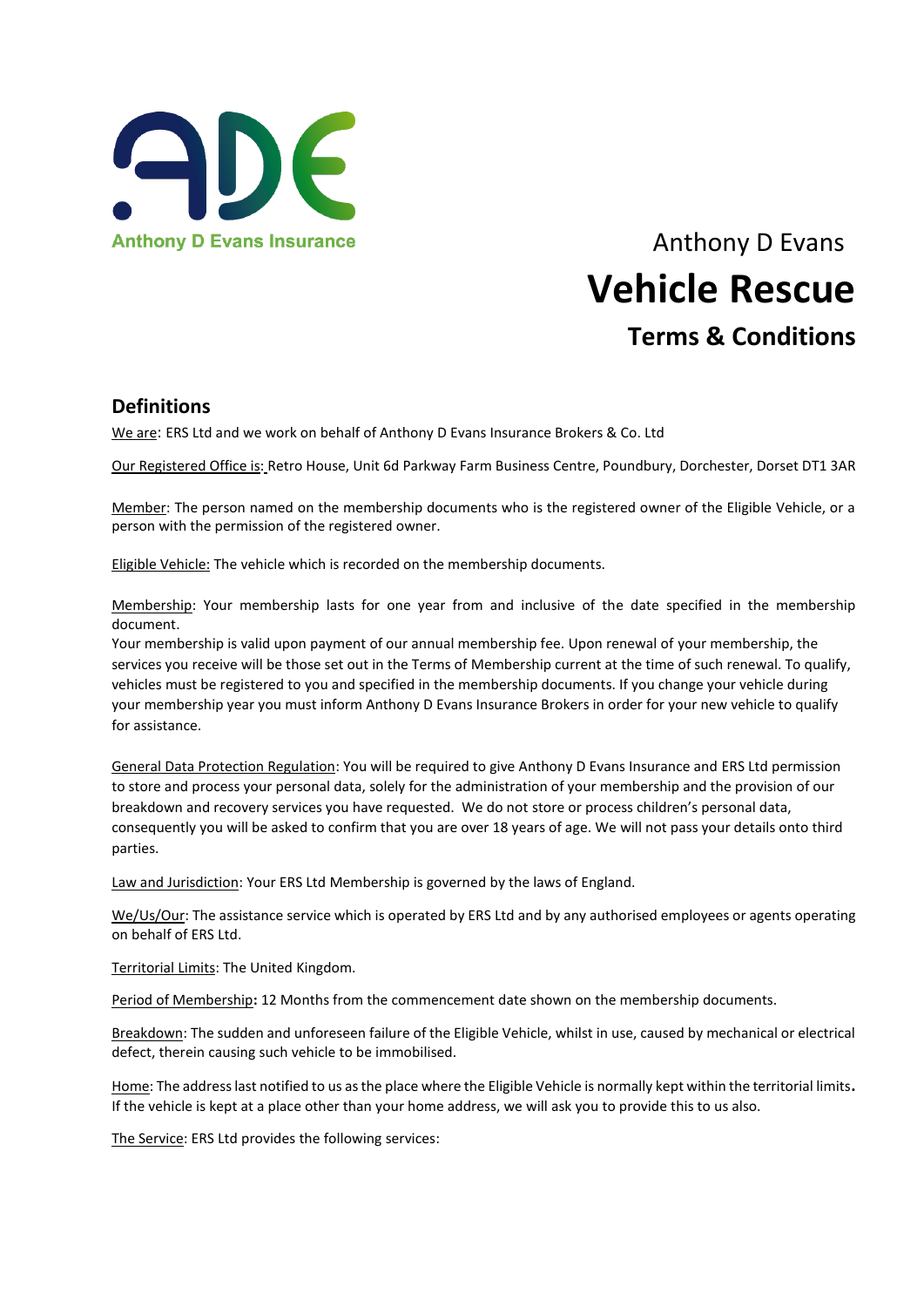Anthony D Evans Insurance

Anthony D Evans

# Vehicle Rescue

## Terms & Conditions

## Definitions

We are: ERS Ltd and we work on behalf of Anthony D Evans Insurance Brokers & Co. Ltd

Our Registered Office is: Retro House, Unit 6d Parkway Farm Business Centre, Poundbury, Dorchester, Dorset DT1 3AR

Member: The person named on the membership documents who is the registered owner of the Eligible Vehicle, or a person with the permission of the registered owner.

Eligible Vehicle: The vehicle which is recorded on the membership documents.

Membership: Your membership lasts for one year from and inclusive of the date specified in the membership document.
Your membership is valid upon payment of our annual membership fee. Upon renewal of your membership, the services you receive will be those set out in the Terms of Membership current at the time of such renewal. To qualify, vehicles must be registered to you and specified in the membership documents. If you change your vehicle during your membership year you must inform Anthony D Evans Insurance Brokers in order for your new vehicle to qualify for assistance.

General Data Protection Regulation: You will be required to give Anthony D Evans Insurance and ERS Ltd permission to store and process your personal data, solely for the administration of your membership and the provision of our breakdown and recovery services you have requested. We do not store or process children's personal data, consequently you will be asked to confirm that you are over 18 years of age. We will not pass your details onto third parties.

Law and Jurisdiction: Your ERS Ltd Membership is governed by the laws of England.

We/Us/Our: The assistance service which is operated by ERS Ltd and by any authorised employees or agents operating on behalf of ERS Ltd.

Territorial Limits: The United Kingdom.

Period of Membership**:** 12 Months from the commencement date shown on the membership documents.

Breakdown: The sudden and unforeseen failure of the Eligible Vehicle, whilst in use, caused by mechanical or electrical defect, therein causing such vehicle to be immobilised.

Home: The address last notified to us as the place where the Eligible Vehicle is normally kept within the territorial limits**.** If the vehicle is kept at a place other than your home address, we will ask you to provide this to us also.

The Service: ERS Ltd provides the following services: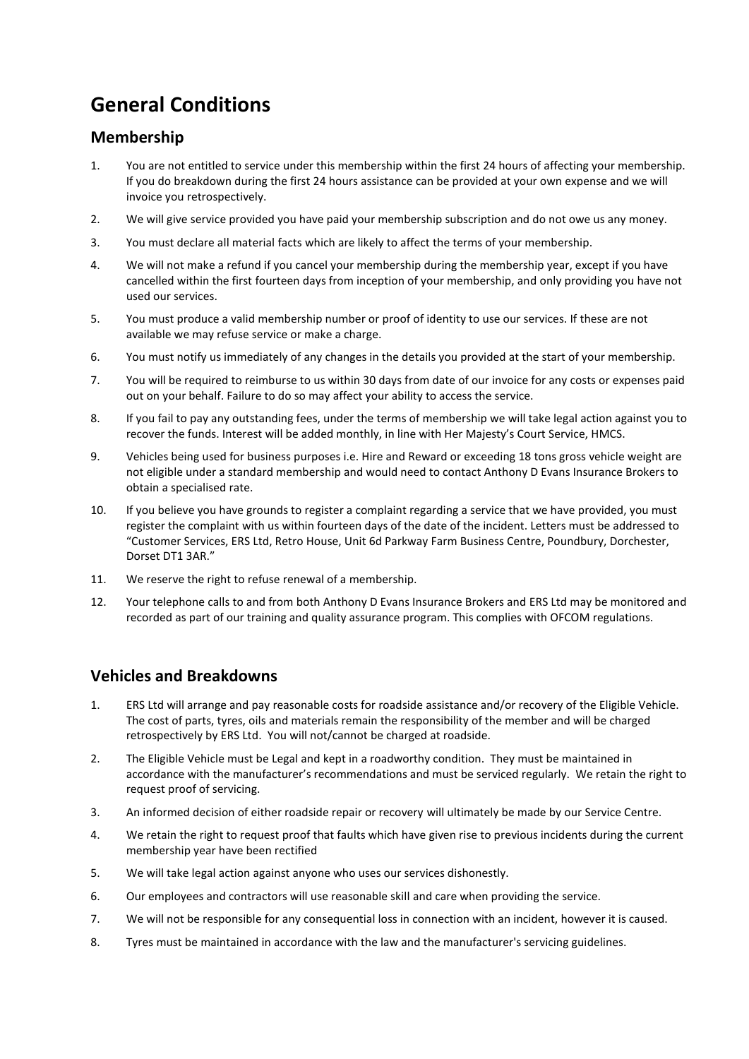# General Conditions

## Membership

1. You are not entitled to service under this membership within the first 24 hours of affecting your membership. If you do breakdown during the first 24 hours assistance can be provided at your own expense and we will invoice you retrospectively.
2. We will give service provided you have paid your membership subscription and do not owe us any money.
3. You must declare all material facts which are likely to affect the terms of your membership.
4. We will not make a refund if you cancel your membership during the membership year, except if you have cancelled within the first fourteen days from inception of your membership, and only providing you have not used our services.
5. You must produce a valid membership number or proof of identity to use our services. If these are not available we may refuse service or make a charge.
6. You must notify us immediately of any changes in the details you provided at the start of your membership.
7. You will be required to reimburse to us within 30 days from date of our invoice for any costs or expenses paid out on your behalf. Failure to do so may affect your ability to access the service.
8. If you fail to pay any outstanding fees, under the terms of membership we will take legal action against you to recover the funds. Interest will be added monthly, in line with Her Majesty's Court Service, HMCS.
9. Vehicles being used for business purposes i.e. Hire and Reward or exceeding 18 tons gross vehicle weight are not eligible under a standard membership and would need to contact Anthony D Evans Insurance Brokers to obtain a specialised rate.
10. If you believe you have grounds to register a complaint regarding a service that we have provided, you must register the complaint with us within fourteen days of the date of the incident. Letters must be addressed to "Customer Services, ERS Ltd, Retro House, Unit 6d Parkway Farm Business Centre, Poundbury, Dorchester, Dorset DT1 3AR."
11. We reserve the right to refuse renewal of a membership.
12. Your telephone calls to and from both Anthony D Evans Insurance Brokers and ERS Ltd may be monitored and recorded as part of our training and quality assurance program. This complies with OFCOM regulations.

## Vehicles and Breakdowns

1. ERS Ltd will arrange and pay reasonable costs for roadside assistance and/or recovery of the Eligible Vehicle. The cost of parts, tyres, oils and materials remain the responsibility of the member and will be charged retrospectively by ERS Ltd. You will not/cannot be charged at roadside.
2. The Eligible Vehicle must be Legal and kept in a roadworthy condition. They must be maintained in accordance with the manufacturer's recommendations and must be serviced regularly. We retain the right to request proof of servicing.
3. An informed decision of either roadside repair or recovery will ultimately be made by our Service Centre.
4. We retain the right to request proof that faults which have given rise to previous incidents during the current membership year have been rectified
5. We will take legal action against anyone who uses our services dishonestly.
6. Our employees and contractors will use reasonable skill and care when providing the service.
7. We will not be responsible for any consequential loss in connection with an incident, however it is caused.
8. Tyres must be maintained in accordance with the law and the manufacturer's servicing guidelines.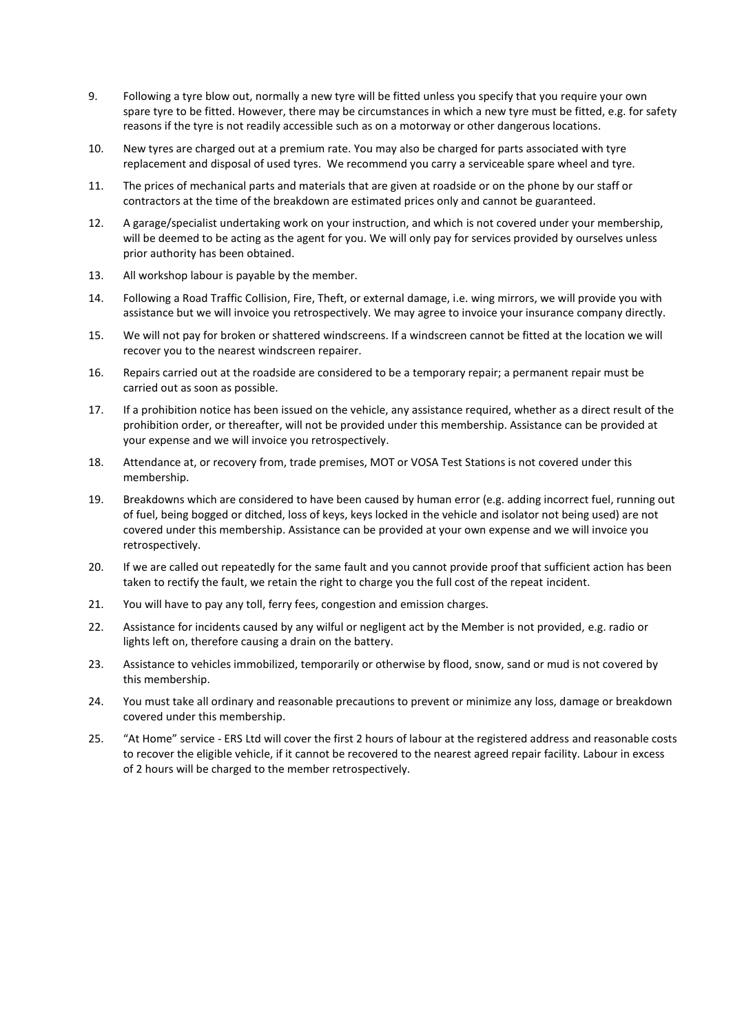9. Following a tyre blow out, normally a new tyre will be fitted unless you specify that you require your own spare tyre to be fitted. However, there may be circumstances in which a new tyre must be fitted, e.g. for safety reasons if the tyre is not readily accessible such as on a motorway or other dangerous locations.

10. New tyres are charged out at a premium rate. You may also be charged for parts associated with tyre replacement and disposal of used tyres. We recommend you carry a serviceable spare wheel and tyre.

11. The prices of mechanical parts and materials that are given at roadside or on the phone by our staff or contractors at the time of the breakdown are estimated prices only and cannot be guaranteed.

12. A garage/specialist undertaking work on your instruction, and which is not covered under your membership, will be deemed to be acting as the agent for you. We will only pay for services provided by ourselves unless prior authority has been obtained.

13. All workshop labour is payable by the member.

14. Following a Road Traffic Collision, Fire, Theft, or external damage, i.e. wing mirrors, we will provide you with assistance but we will invoice you retrospectively. We may agree to invoice your insurance company directly.

15. We will not pay for broken or shattered windscreens. If a windscreen cannot be fitted at the location we will recover you to the nearest windscreen repairer.

16. Repairs carried out at the roadside are considered to be a temporary repair; a permanent repair must be carried out as soon as possible.

17. If a prohibition notice has been issued on the vehicle, any assistance required, whether as a direct result of the prohibition order, or thereafter, will not be provided under this membership. Assistance can be provided at your expense and we will invoice you retrospectively.

18. Attendance at, or recovery from, trade premises, MOT or VOSA Test Stations is not covered under this membership.

19. Breakdowns which are considered to have been caused by human error (e.g. adding incorrect fuel, running out of fuel, being bogged or ditched, loss of keys, keys locked in the vehicle and isolator not being used) are not covered under this membership. Assistance can be provided at your own expense and we will invoice you retrospectively.

20. If we are called out repeatedly for the same fault and you cannot provide proof that sufficient action has been taken to rectify the fault, we retain the right to charge you the full cost of the repeat incident.

21. You will have to pay any toll, ferry fees, congestion and emission charges.

22. Assistance for incidents caused by any wilful or negligent act by the Member is not provided, e.g. radio or lights left on, therefore causing a drain on the battery.

23. Assistance to vehicles immobilized, temporarily or otherwise by flood, snow, sand or mud is not covered by this membership.

24. You must take all ordinary and reasonable precautions to prevent or minimize any loss, damage or breakdown covered under this membership.

25. "At Home" service - ERS Ltd will cover the first 2 hours of labour at the registered address and reasonable costs to recover the eligible vehicle, if it cannot be recovered to the nearest agreed repair facility. Labour in excess of 2 hours will be charged to the member retrospectively.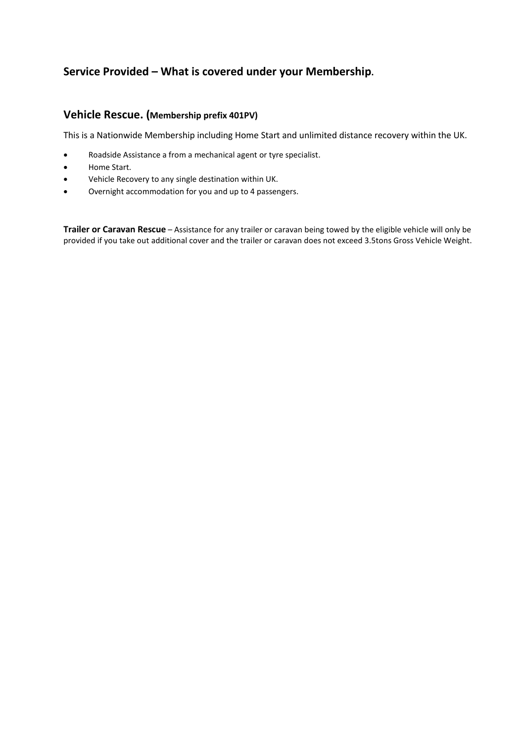## Service Provided – What is covered under your Membership.

## Vehicle Rescue. (Membership prefix 401PV)

This is a Nationwide Membership including Home Start and unlimited distance recovery within the UK.

- Roadside Assistance a from a mechanical agent or tyre specialist.
- Home Start.
- Vehicle Recovery to any single destination within UK.
- Overnight accommodation for you and up to 4 passengers.

**Trailer or Caravan Rescue** – Assistance for any trailer or caravan being towed by the eligible vehicle will only be provided if you take out additional cover and the trailer or caravan does not exceed 3.5tons Gross Vehicle Weight.